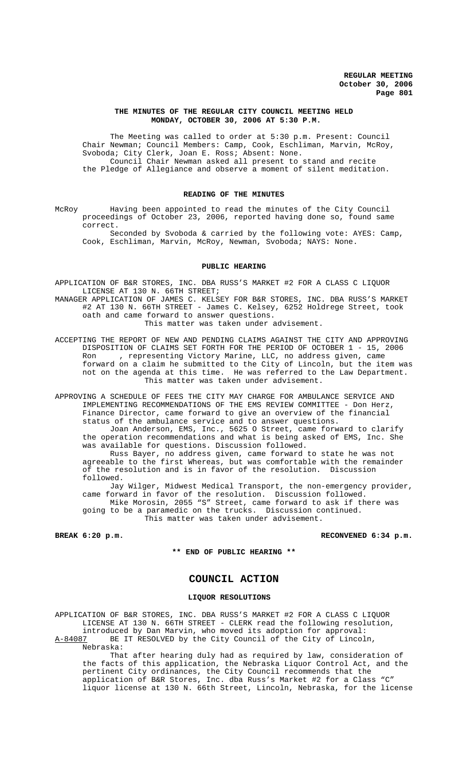## THE MINUTES OF THE REGULAR CITY COUNCIL MEETING HELD MONDAY, OCTOBER 30, 2006 AT 5:30 P.M.

The Meeting was called to order at 5:30 p.m. Present: Council Chair Newman; Council Members: Camp, Cook, Eschliman, Marvin, McRoy, Svoboda; City Clerk, Joan E. Ross; Absent: None.

Council Chair Newman asked all present to stand and recite the Pledge of Allegiance and observe a moment of silent meditation.

### READING OF THE MINUTES

McRoy Having been appointed to read the minutes of the City Council proceedings of October 23, 2006, reported having done so, found same correct.

Seconded by Svoboda & carried by the following vote: AYES: Camp, Cook, Eschliman, Marvin, McRoy, Newman, Svoboda; NAYS: None.

### PUBLIC HEARING

APPLICATION OF B&R STORES, INC. DBA RUSS'S MARKET #2 FOR A CLASS C LIQUOR LICENSE AT 130 N. 66TH STREET;

MANAGER APPLICATION OF JAMES C. KELSEY FOR B&R STORES, INC. DBA RUSS'S MARKET #2 AT 130 N. 66TH STREET - James C. Kelsey, 6252 Holdrege Street, took oath and came forward to answer questions.

This matter was taken under advisement.

ACCEPTING THE REPORT OF NEW AND PENDING CLAIMS AGAINST THE CITY AND APPROVING DISPOSITION OF CLAIMS SET FORTH FOR THE PERIOD OF OCTOBER 1 - 15, 2006 Ron , representing Victory Marine, LLC, no address given, came forward on a claim he submitted to the City of Lincoln, but the item was not on the agenda at this time. He was referred to the Law Department.

This matter was taken under advisement.

APPROVING A SCHEDULE OF FEES THE CITY MAY CHARGE FOR AMBULANCE SERVICE AND IMPLEMENTING RECOMMENDATIONS OF THE EMS REVIEW COMMITTEE - Don Herz, Finance Director, came forward to give an overview of the financial status of the ambulance service and to answer questions.

Joan Anderson, EMS, Inc., 5625 O Street, came forward to clarify the operation recommendations and what is being asked of EMS, Inc. She was available for questions. Discussion followed.

Russ Bayer, no address given, came forward to state he was not agreeable to the first Whereas, but was comfortable with the remainder of the resolution and is in favor of the resolution. Discussion followed.

Jay Wilger, Midwest Medical Transport, the non-emergency provider, came forward in favor of the resolution. Discussion followed.

Mike Morosin, 2055 "S" Street, came forward to ask if there was going to be a paramedic on the trucks. Discussion continued.

This matter was taken under advisement.

**BREAK 6:20 p.m.** **RECONVENED 6:34 p.m.**

**\*\* END OF PUBLIC HEARING \*\***

## COUNCIL ACTION

### LIQUOR RESOLUTIONS

APPLICATION OF B&R STORES, INC. DBA RUSS'S MARKET #2 FOR A CLASS C LIQUOR LICENSE AT 130 N. 66TH STREET - CLERK read the following resolution, introduced by Dan Marvin, who moved its adoption for approval:

A-84087 BE IT RESOLVED by the City Council of the City of Lincoln, Nebraska:

That after hearing duly had as required by law, consideration of the facts of this application, the Nebraska Liquor Control Act, and the pertinent City ordinances, the City Council recommends that the application of B&R Stores, Inc. dba Russ's Market #2 for a Class "C" liquor license at 130 N. 66th Street, Lincoln, Nebraska, for the license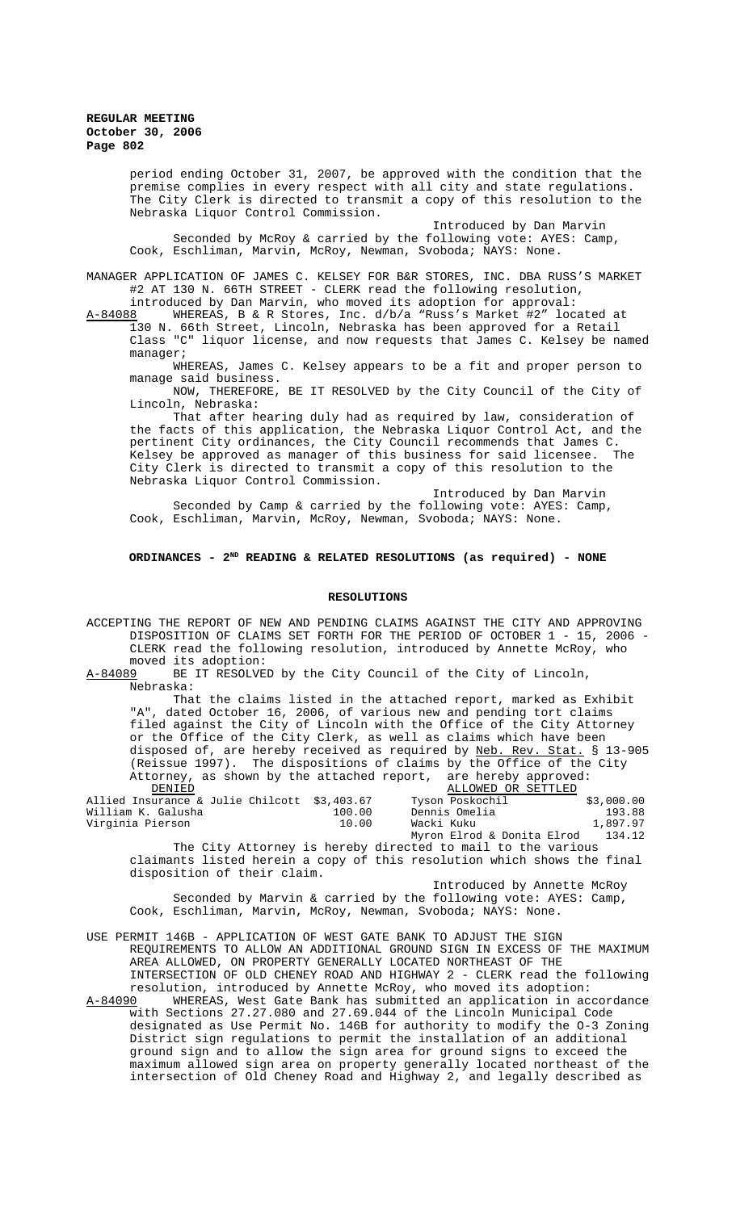period ending October 31, 2007, be approved with the condition that the premise complies in every respect with all city and state regulations. The City Clerk is directed to transmit a copy of this resolution to the Nebraska Liquor Control Commission.

Introduced by Dan Marvin

Seconded by McRoy & carried by the following vote: AYES: Camp, Cook, Eschliman, Marvin, McRoy, Newman, Svoboda; NAYS: None.

MANAGER APPLICATION OF JAMES C. KELSEY FOR B&R STORES, INC. DBA RUSS'S MARKET #2 AT 130 N. 66TH STREET - CLERK read the following resolution, introduced by Dan Marvin, who moved its adoption for approval:

A-84088 WHEREAS, B & R Stores, Inc. d/b/a "Russ's Market #2" located at 130 N. 66th Street, Lincoln, Nebraska has been approved for a Retail Class "C" liquor license, and now requests that James C. Kelsey be named manager;

WHEREAS, James C. Kelsey appears to be a fit and proper person to manage said business.

NOW, THEREFORE, BE IT RESOLVED by the City Council of the City of Lincoln, Nebraska:

That after hearing duly had as required by law, consideration of the facts of this application, the Nebraska Liquor Control Act, and the pertinent City ordinances, the City Council recommends that James C. Kelsey be approved as manager of this business for said licensee. The City Clerk is directed to transmit a copy of this resolution to the Nebraska Liquor Control Commission.

Introduced by Dan Marvin

Seconded by Camp & carried by the following vote: AYES: Camp, Cook, Eschliman, Marvin, McRoy, Newman, Svoboda; NAYS: None.

## ORDINANCES - 2ND READING & RELATED RESOLUTIONS (as required) - NONE

## RESOLUTIONS

ACCEPTING THE REPORT OF NEW AND PENDING CLAIMS AGAINST THE CITY AND APPROVING DISPOSITION OF CLAIMS SET FORTH FOR THE PERIOD OF OCTOBER 1 - 15, 2006 - CLERK read the following resolution, introduced by Annette McRoy, who moved its adoption:

A-84089 BE IT RESOLVED by the City Council of the City of Lincoln, Nebraska:

That the claims listed in the attached report, marked as Exhibit "A", dated October 16, 2006, of various new and pending tort claims filed against the City of Lincoln with the Office of the City Attorney or the Office of the City Clerk, as well as claims which have been disposed of, are hereby received as required by Neb. Rev. Stat. § 13-905 (Reissue 1997). The dispositions of claims by the Office of the City Attorney, as shown by the attached report, are hereby approved:

| DENIED | | ALLOWED OR SETTLED | |
|---|---|---|---|
| Allied Insurance & Julie Chilcott | $3,403.67 | Tyson Poskochil | $3,000.00 |
| William K. Galusha | 100.00 | Dennis Omelia | 193.88 |
| Virginia Pierson | 10.00 | Wacki Kuku | 1,897.97 |
| | | Myron Elrod & Donita Elrod | 134.12 |

The City Attorney is hereby directed to mail to the various claimants listed herein a copy of this resolution which shows the final disposition of their claim.

Introduced by Annette McRoy

Seconded by Marvin & carried by the following vote: AYES: Camp, Cook, Eschliman, Marvin, McRoy, Newman, Svoboda; NAYS: None.

USE PERMIT 146B - APPLICATION OF WEST GATE BANK TO ADJUST THE SIGN REQUIREMENTS TO ALLOW AN ADDITIONAL GROUND SIGN IN EXCESS OF THE MAXIMUM AREA ALLOWED, ON PROPERTY GENERALLY LOCATED NORTHEAST OF THE INTERSECTION OF OLD CHENEY ROAD AND HIGHWAY 2 - CLERK read the following resolution, introduced by Annette McRoy, who moved its adoption:

A-84090 WHEREAS, West Gate Bank has submitted an application in accordance with Sections 27.27.080 and 27.69.044 of the Lincoln Municipal Code designated as Use Permit No. 146B for authority to modify the O-3 Zoning District sign regulations to permit the installation of an additional ground sign and to allow the sign area for ground signs to exceed the maximum allowed sign area on property generally located northeast of the intersection of Old Cheney Road and Highway 2, and legally described as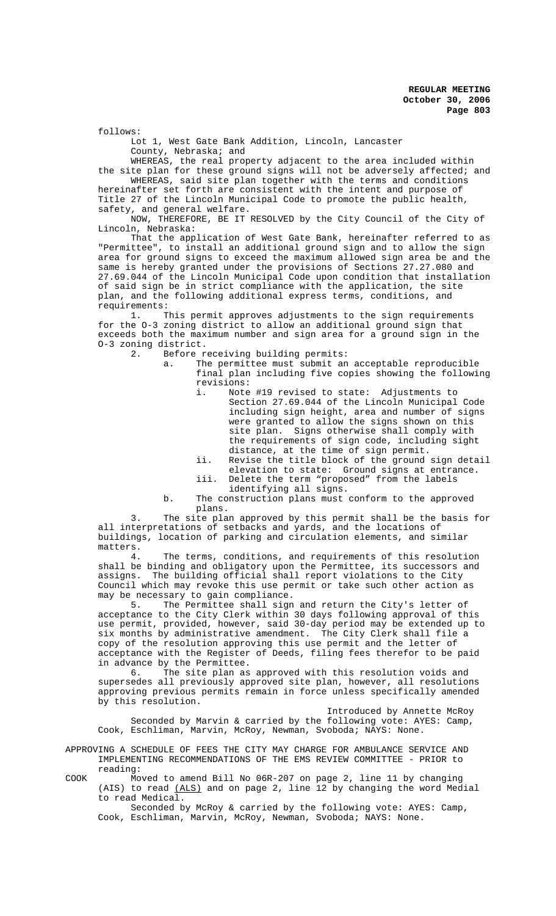follows:

Lot 1, West Gate Bank Addition, Lincoln, Lancaster County, Nebraska; and

WHEREAS, the real property adjacent to the area included within the site plan for these ground signs will not be adversely affected; and

WHEREAS, said site plan together with the terms and conditions hereinafter set forth are consistent with the intent and purpose of Title 27 of the Lincoln Municipal Code to promote the public health, safety, and general welfare.

NOW, THEREFORE, BE IT RESOLVED by the City Council of the City of Lincoln, Nebraska:

That the application of West Gate Bank, hereinafter referred to as "Permittee", to install an additional ground sign and to allow the sign area for ground signs to exceed the maximum allowed sign area be and the same is hereby granted under the provisions of Sections 27.27.080 and 27.69.044 of the Lincoln Municipal Code upon condition that installation of said sign be in strict compliance with the application, the site plan, and the following additional express terms, conditions, and requirements:

1. This permit approves adjustments to the sign requirements for the O-3 zoning district to allow an additional ground sign that exceeds both the maximum number and sign area for a ground sign in the O-3 zoning district.

2. Before receiving building permits:

   a. The permittee must submit an acceptable reproducible final plan including five copies showing the following revisions:

      i. Note #19 revised to state: Adjustments to Section 27.69.044 of the Lincoln Municipal Code including sign height, area and number of signs were granted to allow the signs shown on this site plan. Signs otherwise shall comply with the requirements of sign code, including sight distance, at the time of sign permit.

      ii. Revise the title block of the ground sign detail elevation to state: Ground signs at entrance.

      iii. Delete the term "proposed" from the labels identifying all signs.

   b. The construction plans must conform to the approved plans.

3. The site plan approved by this permit shall be the basis for all interpretations of setbacks and yards, and the locations of buildings, location of parking and circulation elements, and similar matters.

4. The terms, conditions, and requirements of this resolution shall be binding and obligatory upon the Permittee, its successors and assigns. The building official shall report violations to the City Council which may revoke this use permit or take such other action as may be necessary to gain compliance.

5. The Permittee shall sign and return the City's letter of acceptance to the City Clerk within 30 days following approval of this use permit, provided, however, said 30-day period may be extended up to six months by administrative amendment. The City Clerk shall file a copy of the resolution approving this use permit and the letter of acceptance with the Register of Deeds, filing fees therefor to be paid in advance by the Permittee.

6. The site plan as approved with this resolution voids and supersedes all previously approved site plan, however, all resolutions approving previous permits remain in force unless specifically amended by this resolution.

Introduced by Annette McRoy

Seconded by Marvin & carried by the following vote: AYES: Camp, Cook, Eschliman, Marvin, McRoy, Newman, Svoboda; NAYS: None.

APPROVING A SCHEDULE OF FEES THE CITY MAY CHARGE FOR AMBULANCE SERVICE AND IMPLEMENTING RECOMMENDATIONS OF THE EMS REVIEW COMMITTEE - PRIOR to reading:

COOK Moved to amend Bill No 06R-207 on page 2, line 11 by changing (AIS) to read (ALS) and on page 2, line 12 by changing the word Medial to read Medical.

Seconded by McRoy & carried by the following vote: AYES: Camp, Cook, Eschliman, Marvin, McRoy, Newman, Svoboda; NAYS: None.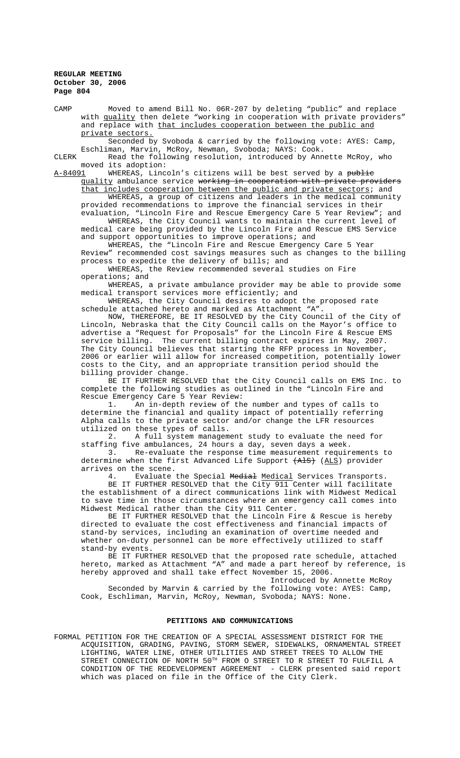CAMP Moved to amend Bill No. 06R-207 by deleting "public" and replace with quality then delete "working in cooperation with private providers" and replace with that includes cooperation between the public and private sectors.

Seconded by Svoboda & carried by the following vote: AYES: Camp, Eschliman, Marvin, McRoy, Newman, Svoboda; NAYS: Cook.

CLERK Read the following resolution, introduced by Annette McRoy, who moved its adoption:

A-84091 WHEREAS, Lincoln's citizens will be best served by a ~~public~~ quality ambulance service ~~working in cooperation with private providers~~ that includes cooperation between the public and private sectors; and

WHEREAS, a group of citizens and leaders in the medical community provided recommendations to improve the financial services in their evaluation, "Lincoln Fire and Rescue Emergency Care 5 Year Review"; and

WHEREAS, the City Council wants to maintain the current level of medical care being provided by the Lincoln Fire and Rescue EMS Service and support opportunities to improve operations; and

WHEREAS, the "Lincoln Fire and Rescue Emergency Care 5 Year Review" recommended cost savings measures such as changes to the billing process to expedite the delivery of bills; and

WHEREAS, the Review recommended several studies on Fire operations; and

WHEREAS, a private ambulance provider may be able to provide some medical transport services more efficiently; and

WHEREAS, the City Council desires to adopt the proposed rate schedule attached hereto and marked as Attachment "A".

NOW, THEREFORE, BE IT RESOLVED by the City Council of the City of Lincoln, Nebraska that the City Council calls on the Mayor's office to advertise a "Request for Proposals" for the Lincoln Fire & Rescue EMS service billing. The current billing contract expires in May, 2007. The City Council believes that starting the RFP process in November, 2006 or earlier will allow for increased competition, potentially lower costs to the City, and an appropriate transition period should the billing provider change.

BE IT FURTHER RESOLVED that the City Council calls on EMS Inc. to complete the following studies as outlined in the "Lincoln Fire and Rescue Emergency Care 5 Year Review:

1. An in-depth review of the number and types of calls to determine the financial and quality impact of potentially referring Alpha calls to the private sector and/or change the LFR resources utilized on these types of calls.
2. A full system management study to evaluate the need for staffing five ambulances, 24 hours a day, seven days a week.
3. Re-evaluate the response time measurement requirements to determine when the first Advanced Life Support ~~(AlS)~~ (ALS) provider arrives on the scene.
4. Evaluate the Special ~~Medial~~ Medical Services Transports.

BE IT FURTHER RESOLVED that the City 911 Center will facilitate the establishment of a direct communications link with Midwest Medical to save time in those circumstances where an emergency call comes into Midwest Medical rather than the City 911 Center.

BE IT FURTHER RESOLVED that the Lincoln Fire & Rescue is hereby directed to evaluate the cost effectiveness and financial impacts of stand-by services, including an examination of overtime needed and whether on-duty personnel can be more effectively utilized to staff stand-by events.

BE IT FURTHER RESOLVED that the proposed rate schedule, attached hereto, marked as Attachment "A" and made a part hereof by reference, is hereby approved and shall take effect November 15, 2006.

Introduced by Annette McRoy

Seconded by Marvin & carried by the following vote: AYES: Camp, Cook, Eschliman, Marvin, McRoy, Newman, Svoboda; NAYS: None.

## PETITIONS AND COMMUNICATIONS

FORMAL PETITION FOR THE CREATION OF A SPECIAL ASSESSMENT DISTRICT FOR THE ACQUISITION, GRADING, PAVING, STORM SEWER, SIDEWALKS, ORNAMENTAL STREET LIGHTING, WATER LINE, OTHER UTILITIES AND STREET TREES TO ALLOW THE STREET CONNECTION OF NORTH 50TH FROM O STREET TO R STREET TO FULFILL A CONDITION OF THE REDEVELOPMENT AGREEMENT - CLERK presented said report which was placed on file in the Office of the City Clerk.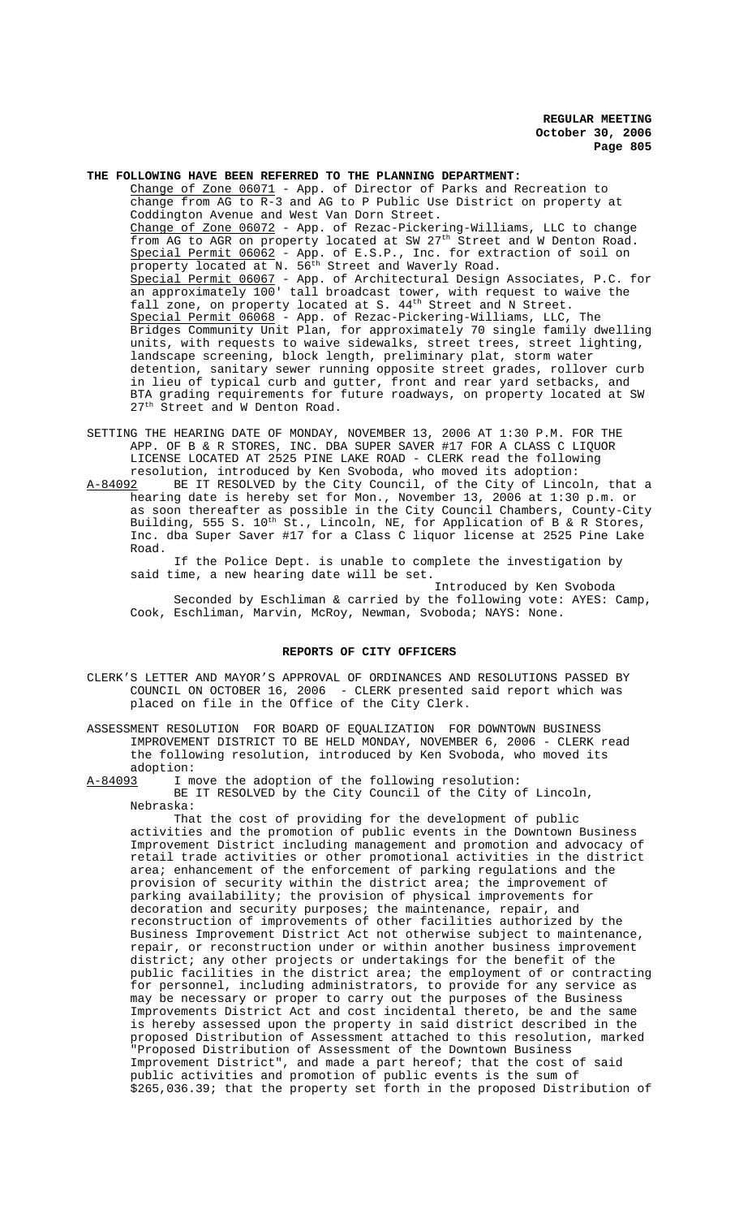**THE FOLLOWING HAVE BEEN REFERRED TO THE PLANNING DEPARTMENT:**

Change of Zone 06071 - App. of Director of Parks and Recreation to change from AG to R-3 and AG to P Public Use District on property at Coddington Avenue and West Van Dorn Street.

Change of Zone 06072 - App. of Rezac-Pickering-Williams, LLC to change from AG to AGR on property located at SW 27th Street and W Denton Road.

Special Permit 06062 - App. of E.S.P., Inc. for extraction of soil on property located at N. 56th Street and Waverly Road.

Special Permit 06067 - App. of Architectural Design Associates, P.C. for an approximately 100' tall broadcast tower, with request to waive the fall zone, on property located at S. 44th Street and N Street.

Special Permit 06068 - App. of Rezac-Pickering-Williams, LLC, The Bridges Community Unit Plan, for approximately 70 single family dwelling units, with requests to waive sidewalks, street trees, street lighting, landscape screening, block length, preliminary plat, storm water detention, sanitary sewer running opposite street grades, rollover curb in lieu of typical curb and gutter, front and rear yard setbacks, and BTA grading requirements for future roadways, on property located at SW 27th Street and W Denton Road.

SETTING THE HEARING DATE OF MONDAY, NOVEMBER 13, 2006 AT 1:30 P.M. FOR THE APP. OF B & R STORES, INC. DBA SUPER SAVER #17 FOR A CLASS C LIQUOR LICENSE LOCATED AT 2525 PINE LAKE ROAD - CLERK read the following resolution, introduced by Ken Svoboda, who moved its adoption:

A-84092 BE IT RESOLVED by the City Council, of the City of Lincoln, that a hearing date is hereby set for Mon., November 13, 2006 at 1:30 p.m. or as soon thereafter as possible in the City Council Chambers, County-City Building, 555 S. 10th St., Lincoln, NE, for Application of B & R Stores, Inc. dba Super Saver #17 for a Class C liquor license at 2525 Pine Lake Road.

If the Police Dept. is unable to complete the investigation by said time, a new hearing date will be set.

Introduced by Ken Svoboda

Seconded by Eschliman & carried by the following vote: AYES: Camp, Cook, Eschliman, Marvin, McRoy, Newman, Svoboda; NAYS: None.

## REPORTS OF CITY OFFICERS

CLERK'S LETTER AND MAYOR'S APPROVAL OF ORDINANCES AND RESOLUTIONS PASSED BY COUNCIL ON OCTOBER 16, 2006 - CLERK presented said report which was placed on file in the Office of the City Clerk.

ASSESSMENT RESOLUTION FOR BOARD OF EQUALIZATION FOR DOWNTOWN BUSINESS IMPROVEMENT DISTRICT TO BE HELD MONDAY, NOVEMBER 6, 2006 - CLERK read the following resolution, introduced by Ken Svoboda, who moved its adoption:

A-84093 I move the adoption of the following resolution:

BE IT RESOLVED by the City Council of the City of Lincoln, Nebraska:

That the cost of providing for the development of public activities and the promotion of public events in the Downtown Business Improvement District including management and promotion and advocacy of retail trade activities or other promotional activities in the district area; enhancement of the enforcement of parking regulations and the provision of security within the district area; the improvement of parking availability; the provision of physical improvements for decoration and security purposes; the maintenance, repair, and reconstruction of improvements of other facilities authorized by the Business Improvement District Act not otherwise subject to maintenance, repair, or reconstruction under or within another business improvement district; any other projects or undertakings for the benefit of the public facilities in the district area; the employment of or contracting for personnel, including administrators, to provide for any service as may be necessary or proper to carry out the purposes of the Business Improvements District Act and cost incidental thereto, be and the same is hereby assessed upon the property in said district described in the proposed Distribution of Assessment attached to this resolution, marked "Proposed Distribution of Assessment of the Downtown Business Improvement District", and made a part hereof; that the cost of said public activities and promotion of public events is the sum of $265,036.39; that the property set forth in the proposed Distribution of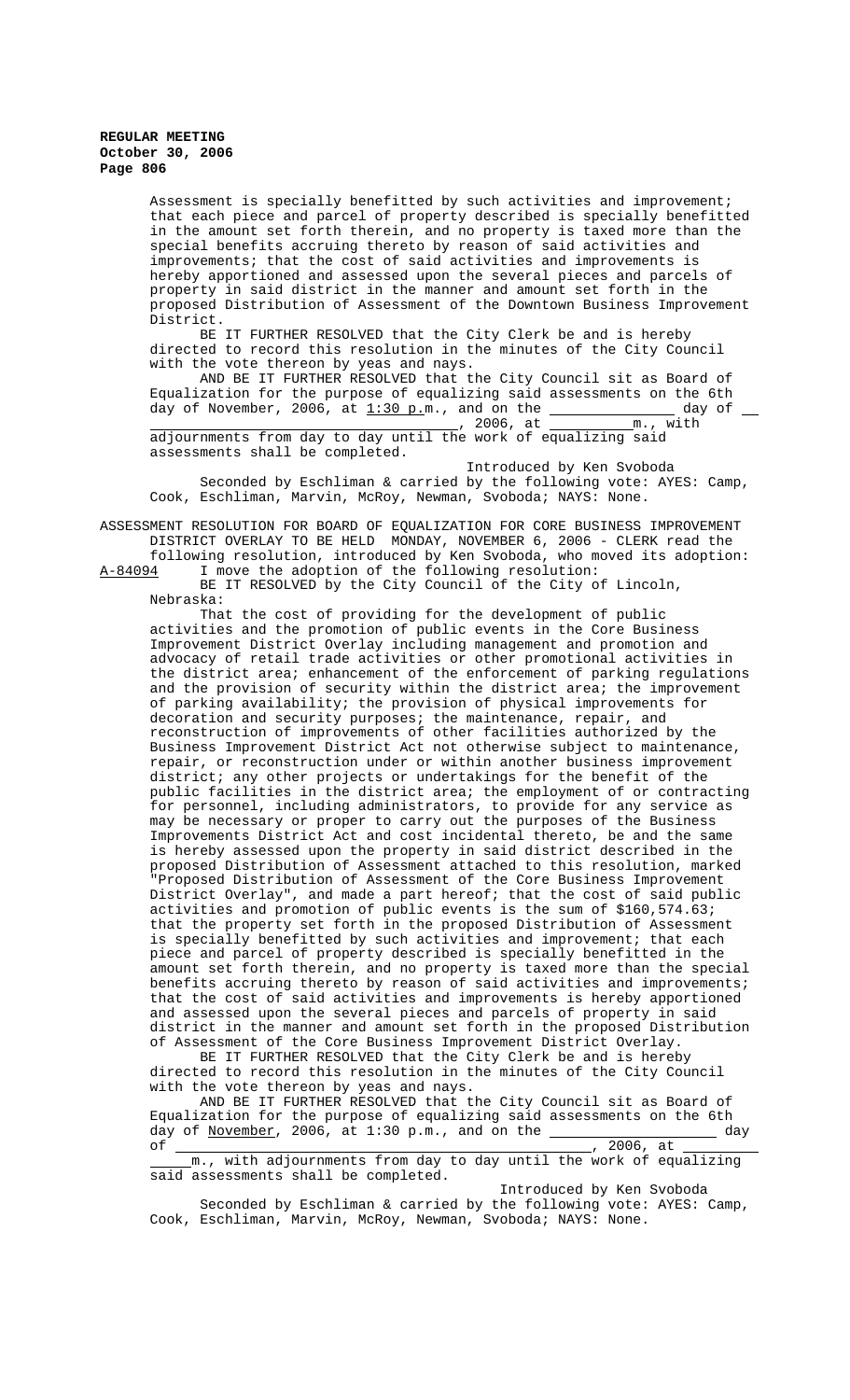Assessment is specially benefitted by such activities and improvement; that each piece and parcel of property described is specially benefitted in the amount set forth therein, and no property is taxed more than the special benefits accruing thereto by reason of said activities and improvements; that the cost of said activities and improvements is hereby apportioned and assessed upon the several pieces and parcels of property in said district in the manner and amount set forth in the proposed Distribution of Assessment of the Downtown Business Improvement District.

BE IT FURTHER RESOLVED that the City Clerk be and is hereby directed to record this resolution in the minutes of the City Council with the vote thereon by yeas and nays.

AND BE IT FURTHER RESOLVED that the City Council sit as Board of Equalization for the purpose of equalizing said assessments on the 6th day of November, 2006, at 1:30 p.m., and on the _______________ day of ___ _________________________________, 2006, at __________m., with adjournments from day to day until the work of equalizing said assessments shall be completed.

Introduced by Ken Svoboda

Seconded by Eschliman & carried by the following vote: AYES: Camp, Cook, Eschliman, Marvin, McRoy, Newman, Svoboda; NAYS: None.

ASSESSMENT RESOLUTION FOR BOARD OF EQUALIZATION FOR CORE BUSINESS IMPROVEMENT DISTRICT OVERLAY TO BE HELD MONDAY, NOVEMBER 6, 2006 - CLERK read the following resolution, introduced by Ken Svoboda, who moved its adoption:

A-84094 I move the adoption of the following resolution:

BE IT RESOLVED by the City Council of the City of Lincoln, Nebraska:

That the cost of providing for the development of public activities and the promotion of public events in the Core Business Improvement District Overlay including management and promotion and advocacy of retail trade activities or other promotional activities in the district area; enhancement of the enforcement of parking regulations and the provision of security within the district area; the improvement of parking availability; the provision of physical improvements for decoration and security purposes; the maintenance, repair, and reconstruction of improvements of other facilities authorized by the Business Improvement District Act not otherwise subject to maintenance, repair, or reconstruction under or within another business improvement district; any other projects or undertakings for the benefit of the public facilities in the district area; the employment of or contracting for personnel, including administrators, to provide for any service as may be necessary or proper to carry out the purposes of the Business Improvements District Act and cost incidental thereto, be and the same is hereby assessed upon the property in said district described in the proposed Distribution of Assessment attached to this resolution, marked "Proposed Distribution of Assessment of the Core Business Improvement District Overlay", and made a part hereof; that the cost of said public activities and promotion of public events is the sum of $160,574.63; that the property set forth in the proposed Distribution of Assessment is specially benefitted by such activities and improvement; that each piece and parcel of property described is specially benefitted in the amount set forth therein, and no property is taxed more than the special benefits accruing thereto by reason of said activities and improvements; that the cost of said activities and improvements is hereby apportioned and assessed upon the several pieces and parcels of property in said district in the manner and amount set forth in the proposed Distribution of Assessment of the Core Business Improvement District Overlay.

BE IT FURTHER RESOLVED that the City Clerk be and is hereby directed to record this resolution in the minutes of the City Council with the vote thereon by yeas and nays.

AND BE IT FURTHER RESOLVED that the City Council sit as Board of Equalization for the purpose of equalizing said assessments on the 6th day of November, 2006, at 1:30 p.m., and on the ____________________ day of _______________________________________________, 2006, at ________ _____m., with adjournments from day to day until the work of equalizing said assessments shall be completed.

Introduced by Ken Svoboda

Seconded by Eschliman & carried by the following vote: AYES: Camp, Cook, Eschliman, Marvin, McRoy, Newman, Svoboda; NAYS: None.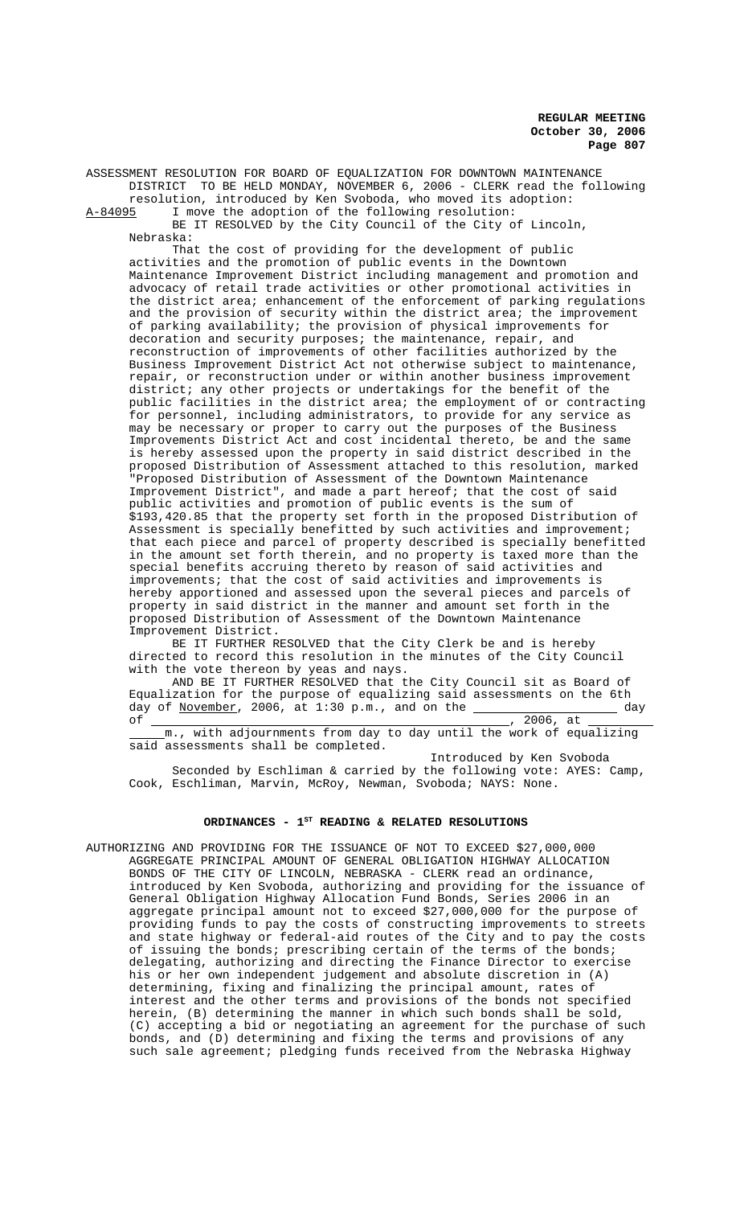ASSESSMENT RESOLUTION FOR BOARD OF EQUALIZATION FOR DOWNTOWN MAINTENANCE DISTRICT TO BE HELD MONDAY, NOVEMBER 6, 2006 - CLERK read the following resolution, introduced by Ken Svoboda, who moved its adoption:

A-84095 I move the adoption of the following resolution:

BE IT RESOLVED by the City Council of the City of Lincoln, Nebraska:

That the cost of providing for the development of public activities and the promotion of public events in the Downtown Maintenance Improvement District including management and promotion and advocacy of retail trade activities or other promotional activities in the district area; enhancement of the enforcement of parking regulations and the provision of security within the district area; the improvement of parking availability; the provision of physical improvements for decoration and security purposes; the maintenance, repair, and reconstruction of improvements of other facilities authorized by the Business Improvement District Act not otherwise subject to maintenance, repair, or reconstruction under or within another business improvement district; any other projects or undertakings for the benefit of the public facilities in the district area; the employment of or contracting for personnel, including administrators, to provide for any service as may be necessary or proper to carry out the purposes of the Business Improvements District Act and cost incidental thereto, be and the same is hereby assessed upon the property in said district described in the proposed Distribution of Assessment attached to this resolution, marked "Proposed Distribution of Assessment of the Downtown Maintenance Improvement District", and made a part hereof; that the cost of said public activities and promotion of public events is the sum of $193,420.85 that the property set forth in the proposed Distribution of Assessment is specially benefitted by such activities and improvement; that each piece and parcel of property described is specially benefitted in the amount set forth therein, and no property is taxed more than the special benefits accruing thereto by reason of said activities and improvements; that the cost of said activities and improvements is hereby apportioned and assessed upon the several pieces and parcels of property in said district in the manner and amount set forth in the proposed Distribution of Assessment of the Downtown Maintenance Improvement District.

BE IT FURTHER RESOLVED that the City Clerk be and is hereby directed to record this resolution in the minutes of the City Council with the vote thereon by yeas and nays.

AND BE IT FURTHER RESOLVED that the City Council sit as Board of Equalization for the purpose of equalizing said assessments on the 6th day of November, 2006, at 1:30 p.m., and on the \_\_\_\_\_\_\_\_\_\_\_\_\_\_\_\_\_\_\_\_ day of \_\_\_\_\_\_\_\_\_\_\_\_\_\_\_\_\_\_\_\_\_\_\_\_\_\_\_\_\_\_\_\_\_\_\_\_\_\_\_\_\_\_\_, 2006, at \_\_\_\_\_\_\_\_\_ \_\_\_\_\_m., with adjournments from day to day until the work of equalizing said assessments shall be completed.

Introduced by Ken Svoboda

Seconded by Eschliman & carried by the following vote: AYES: Camp, Cook, Eschliman, Marvin, McRoy, Newman, Svoboda; NAYS: None.

## ORDINANCES - 1ST READING & RELATED RESOLUTIONS

AUTHORIZING AND PROVIDING FOR THE ISSUANCE OF NOT TO EXCEED $27,000,000 AGGREGATE PRINCIPAL AMOUNT OF GENERAL OBLIGATION HIGHWAY ALLOCATION BONDS OF THE CITY OF LINCOLN, NEBRASKA - CLERK read an ordinance, introduced by Ken Svoboda, authorizing and providing for the issuance of General Obligation Highway Allocation Fund Bonds, Series 2006 in an aggregate principal amount not to exceed $27,000,000 for the purpose of providing funds to pay the costs of constructing improvements to streets and state highway or federal-aid routes of the City and to pay the costs of issuing the bonds; prescribing certain of the terms of the bonds; delegating, authorizing and directing the Finance Director to exercise his or her own independent judgement and absolute discretion in (A) determining, fixing and finalizing the principal amount, rates of interest and the other terms and provisions of the bonds not specified herein, (B) determining the manner in which such bonds shall be sold, (C) accepting a bid or negotiating an agreement for the purchase of such bonds, and (D) determining and fixing the terms and provisions of any such sale agreement; pledging funds received from the Nebraska Highway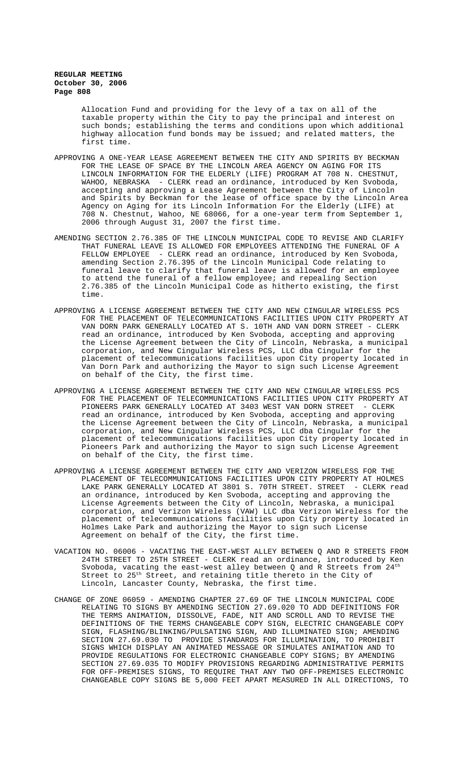Allocation Fund and providing for the levy of a tax on all of the taxable property within the City to pay the principal and interest on such bonds; establishing the terms and conditions upon which additional highway allocation fund bonds may be issued; and related matters, the first time.

APPROVING A ONE-YEAR LEASE AGREEMENT BETWEEN THE CITY AND SPIRITS BY BECKMAN FOR THE LEASE OF SPACE BY THE LINCOLN AREA AGENCY ON AGING FOR ITS LINCOLN INFORMATION FOR THE ELDERLY (LIFE) PROGRAM AT 708 N. CHESTNUT, WAHOO, NEBRASKA - CLERK read an ordinance, introduced by Ken Svoboda, accepting and approving a Lease Agreement between the City of Lincoln and Spirits by Beckman for the lease of office space by the Lincoln Area Agency on Aging for its Lincoln Information For the Elderly (LIFE) at 708 N. Chestnut, Wahoo, NE 68066, for a one-year term from September 1, 2006 through August 31, 2007 the first time.

AMENDING SECTION 2.76.385 OF THE LINCOLN MUNICIPAL CODE TO REVISE AND CLARIFY THAT FUNERAL LEAVE IS ALLOWED FOR EMPLOYEES ATTENDING THE FUNERAL OF A FELLOW EMPLOYEE - CLERK read an ordinance, introduced by Ken Svoboda, amending Section 2.76.395 of the Lincoln Municipal Code relating to funeral leave to clarify that funeral leave is allowed for an employee to attend the funeral of a fellow employee; and repealing Section 2.76.385 of the Lincoln Municipal Code as hitherto existing, the first time.

APPROVING A LICENSE AGREEMENT BETWEEN THE CITY AND NEW CINGULAR WIRELESS PCS FOR THE PLACEMENT OF TELECOMMUNICATIONS FACILITIES UPON CITY PROPERTY AT VAN DORN PARK GENERALLY LOCATED AT S. 10TH AND VAN DORN STREET - CLERK read an ordinance, introduced by Ken Svoboda, accepting and approving the License Agreement between the City of Lincoln, Nebraska, a municipal corporation, and New Cingular Wireless PCS, LLC dba Cingular for the placement of telecommunications facilities upon City property located in Van Dorn Park and authorizing the Mayor to sign such License Agreement on behalf of the City, the first time.

APPROVING A LICENSE AGREEMENT BETWEEN THE CITY AND NEW CINGULAR WIRELESS PCS FOR THE PLACEMENT OF TELECOMMUNICATIONS FACILITIES UPON CITY PROPERTY AT PIONEERS PARK GENERALLY LOCATED AT 3403 WEST VAN DORN STREET - CLERK read an ordinance, introduced by Ken Svoboda, accepting and approving the License Agreement between the City of Lincoln, Nebraska, a municipal corporation, and New Cingular Wireless PCS, LLC dba Cingular for the placement of telecommunications facilities upon City property located in Pioneers Park and authorizing the Mayor to sign such License Agreement on behalf of the City, the first time.

APPROVING A LICENSE AGREEMENT BETWEEN THE CITY AND VERIZON WIRELESS FOR THE PLACEMENT OF TELECOMMUNICATIONS FACILITIES UPON CITY PROPERTY AT HOLMES LAKE PARK GENERALLY LOCATED AT 3801 S. 70TH STREET. STREET - CLERK read an ordinance, introduced by Ken Svoboda, accepting and approving the License Agreements between the City of Lincoln, Nebraska, a municipal corporation, and Verizon Wireless (VAW) LLC dba Verizon Wireless for the placement of telecommunications facilities upon City property located in Holmes Lake Park and authorizing the Mayor to sign such License Agreement on behalf of the City, the first time.

VACATION NO. 06006 - VACATING THE EAST-WEST ALLEY BETWEEN Q AND R STREETS FROM 24TH STREET TO 25TH STREET - CLERK read an ordinance, introduced by Ken Svoboda, vacating the east-west alley between Q and R Streets from 24th Street to 25th Street, and retaining title thereto in the City of Lincoln, Lancaster County, Nebraska, the first time.

CHANGE OF ZONE 06059 - AMENDING CHAPTER 27.69 OF THE LINCOLN MUNICIPAL CODE RELATING TO SIGNS BY AMENDING SECTION 27.69.020 TO ADD DEFINITIONS FOR THE TERMS ANIMATION, DISSOLVE, FADE, NIT AND SCROLL AND TO REVISE THE DEFINITIONS OF THE TERMS CHANGEABLE COPY SIGN, ELECTRIC CHANGEABLE COPY SIGN, FLASHING/BLINKING/PULSATING SIGN, AND ILLUMINATED SIGN; AMENDING SECTION 27.69.030 TO PROVIDE STANDARDS FOR ILLUMINATION, TO PROHIBIT SIGNS WHICH DISPLAY AN ANIMATED MESSAGE OR SIMULATES ANIMATION AND TO PROVIDE REGULATIONS FOR ELECTRONIC CHANGEABLE COPY SIGNS; BY AMENDING SECTION 27.69.035 TO MODIFY PROVISIONS REGARDING ADMINISTRATIVE PERMITS FOR OFF-PREMISES SIGNS, TO REQUIRE THAT ANY TWO OFF-PREMISES ELECTRONIC CHANGEABLE COPY SIGNS BE 5,000 FEET APART MEASURED IN ALL DIRECTIONS, TO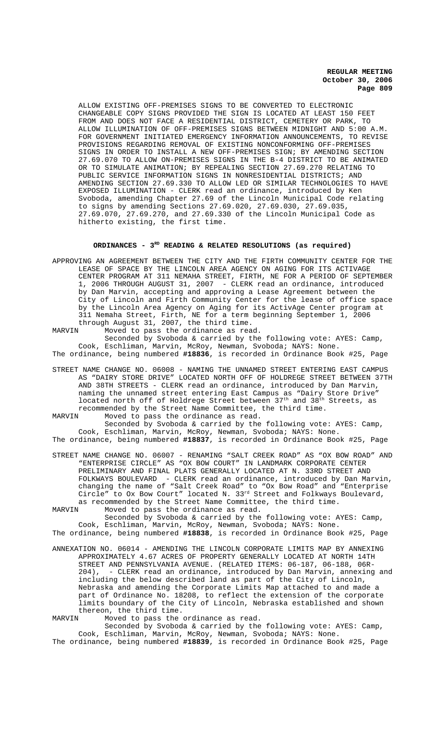ALLOW EXISTING OFF-PREMISES SIGNS TO BE CONVERTED TO ELECTRONIC CHANGEABLE COPY SIGNS PROVIDED THE SIGN IS LOCATED AT LEAST 150 FEET FROM AND DOES NOT FACE A RESIDENTIAL DISTRICT, CEMETERY OR PARK, TO ALLOW ILLUMINATION OF OFF-PREMISES SIGNS BETWEEN MIDNIGHT AND 5:00 A.M. FOR GOVERNMENT INITIATED EMERGENCY INFORMATION ANNOUNCEMENTS, TO REVISE PROVISIONS REGARDING REMOVAL OF EXISTING NONCONFORMING OFF-PREMISES SIGNS IN ORDER TO INSTALL A NEW OFF-PREMISES SIGN; BY AMENDING SECTION 27.69.070 TO ALLOW ON-PREMISES SIGNS IN THE B-4 DISTRICT TO BE ANIMATED OR TO SIMULATE ANIMATION; BY REPEALING SECTION 27.69.270 RELATING TO PUBLIC SERVICE INFORMATION SIGNS IN NONRESIDENTIAL DISTRICTS; AND AMENDING SECTION 27.69.330 TO ALLOW LED OR SIMILAR TECHNOLOGIES TO HAVE EXPOSED ILLUMINATION - CLERK read an ordinance, introduced by Ken Svoboda, amending Chapter 27.69 of the Lincoln Municipal Code relating to signs by amending Sections 27.69.020, 27.69.030, 27.69.035, 27.69.070, 27.69.270, and 27.69.330 of the Lincoln Municipal Code as hitherto existing, the first time.

## ORDINANCES - 3RD READING & RELATED RESOLUTIONS (as required)

APPROVING AN AGREEMENT BETWEEN THE CITY AND THE FIRTH COMMUNITY CENTER FOR THE LEASE OF SPACE BY THE LINCOLN AREA AGENCY ON AGING FOR ITS ACTIVAGE CENTER PROGRAM AT 311 NEMAHA STREET, FIRTH, NE FOR A PERIOD OF SEPTEMBER 1, 2006 THROUGH AUGUST 31, 2007 - CLERK read an ordinance, introduced by Dan Marvin, accepting and approving a Lease Agreement between the City of Lincoln and Firth Community Center for the lease of office space by the Lincoln Area Agency on Aging for its ActivAge Center program at 311 Nemaha Street, Firth, NE for a term beginning September 1, 2006 through August 31, 2007, the third time.

MARVIN Moved to pass the ordinance as read.

Seconded by Svoboda & carried by the following vote: AYES: Camp, Cook, Eschliman, Marvin, McRoy, Newman, Svoboda; NAYS: None.

The ordinance, being numbered **#18836**, is recorded in Ordinance Book #25, Page

STREET NAME CHANGE NO. 06008 - NAMING THE UNNAMED STREET ENTERING EAST CAMPUS AS "DAIRY STORE DRIVE" LOCATED NORTH OFF OF HOLDREGE STREET BETWEEN 37TH AND 38TH STREETS - CLERK read an ordinance, introduced by Dan Marvin, naming the unnamed street entering East Campus as "Dairy Store Drive" located north off of Holdrege Street between 37th and 38th Streets, as recommended by the Street Name Committee, the third time.

MARVIN Moved to pass the ordinance as read.

Seconded by Svoboda & carried by the following vote: AYES: Camp, Cook, Eschliman, Marvin, McRoy, Newman, Svoboda; NAYS: None.

The ordinance, being numbered **#18837**, is recorded in Ordinance Book #25, Page

STREET NAME CHANGE NO. 06007 - RENAMING "SALT CREEK ROAD" AS "OX BOW ROAD" AND "ENTERPRISE CIRCLE" AS "OX BOW COURT" IN LANDMARK CORPORATE CENTER PRELIMINARY AND FINAL PLATS GENERALLY LOCATED AT N. 33RD STREET AND FOLKWAYS BOULEVARD - CLERK read an ordinance, introduced by Dan Marvin, changing the name of "Salt Creek Road" to "Ox Bow Road" and "Enterprise Circle" to Ox Bow Court" located N. 33rd Street and Folkways Boulevard, as recommended by the Street Name Committee, the third time.

MARVIN Moved to pass the ordinance as read.

Seconded by Svoboda & carried by the following vote: AYES: Camp, Cook, Eschliman, Marvin, McRoy, Newman, Svoboda; NAYS: None.

The ordinance, being numbered **#18838**, is recorded in Ordinance Book #25, Page

ANNEXATION NO. 06014 - AMENDING THE LINCOLN CORPORATE LIMITS MAP BY ANNEXING APPROXIMATELY 4.67 ACRES OF PROPERTY GENERALLY LOCATED AT NORTH 14TH STREET AND PENNSYLVANIA AVENUE. (RELATED ITEMS: 06-187, 06-188, 06R-204), - CLERK read an ordinance, introduced by Dan Marvin, annexing and including the below described land as part of the City of Lincoln, Nebraska and amending the Corporate Limits Map attached to and made a part of Ordinance No. 18208, to reflect the extension of the corporate limits boundary of the City of Lincoln, Nebraska established and shown thereon, the third time.

MARVIN Moved to pass the ordinance as read.

Seconded by Svoboda & carried by the following vote: AYES: Camp, Cook, Eschliman, Marvin, McRoy, Newman, Svoboda; NAYS: None.

The ordinance, being numbered **#18839**, is recorded in Ordinance Book #25, Page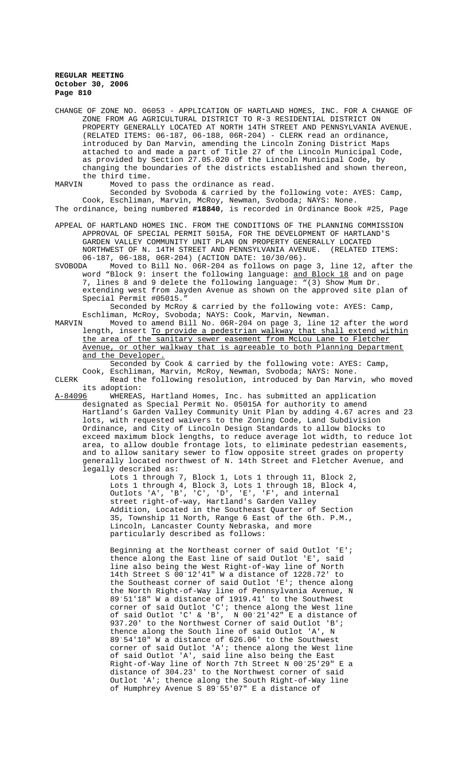CHANGE OF ZONE NO. 06053 - APPLICATION OF HARTLAND HOMES, INC. FOR A CHANGE OF ZONE FROM AG AGRICULTURAL DISTRICT TO R-3 RESIDENTIAL DISTRICT ON PROPERTY GENERALLY LOCATED AT NORTH 14TH STREET AND PENNSYLVANIA AVENUE. (RELATED ITEMS: 06-187, 06-188, 06R-204) - CLERK read an ordinance, introduced by Dan Marvin, amending the Lincoln Zoning District Maps attached to and made a part of Title 27 of the Lincoln Municipal Code, as provided by Section 27.05.020 of the Lincoln Municipal Code, by changing the boundaries of the districts established and shown thereon, the third time.

MARVIN Moved to pass the ordinance as read.

Seconded by Svoboda & carried by the following vote: AYES: Camp, Cook, Eschliman, Marvin, McRoy, Newman, Svoboda; NAYS: None.

The ordinance, being numbered **#18840**, is recorded in Ordinance Book #25, Page

APPEAL OF HARTLAND HOMES INC. FROM THE CONDITIONS OF THE PLANNING COMMISSION APPROVAL OF SPECIAL PERMIT 5015A, FOR THE DEVELOPMENT OF HARTLAND'S GARDEN VALLEY COMMUNITY UNIT PLAN ON PROPERTY GENERALLY LOCATED NORTHWEST OF N. 14TH STREET AND PENNSYLVANIA AVENUE. (RELATED ITEMS: 06-187, 06-188, 06R-204) (ACTION DATE: 10/30/06).

SVOBODA Moved to Bill No. 06R-204 as follows on page 3, line 12, after the word "Block 9: insert the following language: and Block 18 and on page 7, lines 8 and 9 delete the following language: "(3) Show Mum Dr. extending west from Jayden Avenue as shown on the approved site plan of Special Permit #05015."

Seconded by McRoy & carried by the following vote: AYES: Camp, Eschliman, McRoy, Svoboda; NAYS: Cook, Marvin, Newman.

MARVIN Moved to amend Bill No. 06R-204 on page 3, line 12 after the word length, insert To provide a pedestrian walkway that shall extend within the area of the sanitary sewer easement from McLou Lane to Fletcher Avenue, or other walkway that is agreeable to both Planning Department and the Developer.

Seconded by Cook & carried by the following vote: AYES: Camp, Cook, Eschliman, Marvin, McRoy, Newman, Svoboda; NAYS: None.

CLERK Read the following resolution, introduced by Dan Marvin, who moved its adoption:

A-84096 WHEREAS, Hartland Homes, Inc. has submitted an application designated as Special Permit No. 05015A for authority to amend Hartland's Garden Valley Community Unit Plan by adding 4.67 acres and 23 lots, with requested waivers to the Zoning Code, Land Subdivision Ordinance, and City of Lincoln Design Standards to allow blocks to exceed maximum block lengths, to reduce average lot width, to reduce lot area, to allow double frontage lots, to eliminate pedestrian easements, and to allow sanitary sewer to flow opposite street grades on property generally located northwest of N. 14th Street and Fletcher Avenue, and legally described as:

Lots 1 through 7, Block 1, Lots 1 through 11, Block 2, Lots 1 through 4, Block 3, Lots 1 through 18, Block 4, Outlots 'A', 'B', 'C', 'D', 'E', 'F', and internal street right-of-way, Hartland's Garden Valley Addition, Located in the Southeast Quarter of Section 35, Township 11 North, Range 6 East of the 6th. P.M., Lincoln, Lancaster County Nebraska, and more particularly described as follows:

Beginning at the Northeast corner of said Outlot 'E'; thence along the East line of said Outlot 'E', said line also being the West Right-of-Way line of North 14th Street S 00°12'41" W a distance of 1228.72' to the Southeast corner of said Outlot 'E'; thence along the North Right-of-Way line of Pennsylvania Avenue, N 89°51'18" W a distance of 1919.41' to the Southwest corner of said Outlot 'C'; thence along the West line of said Outlot 'C' & 'B', N 00°21'42" E a distance of 937.20' to the Northwest Corner of said Outlot 'B'; thence along the South line of said Outlot 'A', N 89°54'10" W a distance of 626.06' to the Southwest corner of said Outlot 'A'; thence along the West line of said Outlot 'A', said line also being the East Right-of-Way line of North 7th Street N 00°25'29" E a distance of 304.23' to the Northwest corner of said Outlot 'A'; thence along the South Right-of-Way line of Humphrey Avenue S 89°55'07" E a distance of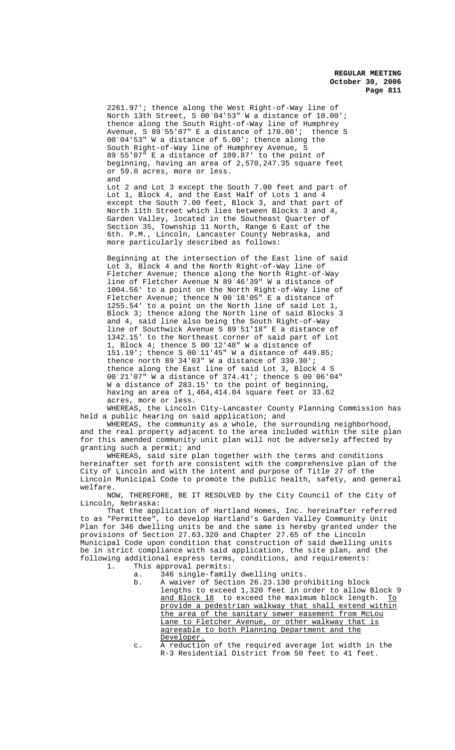2261.97'; thence along the West Right-of-Way line of North 13th Street, S 00°04'53" W a distance of 10.00'; thence along the South Right-of-Way line of Humphrey Avenue, S 89°55'07" E a distance of 170.00'; thence S 00°04'53" W a distance of 5.00'; thence along the South Right-of-Way line of Humphrey Avenue, S 89°55'07" E a distance of 109.87' to the point of beginning, having an area of 2,570,247.35 square feet or 59.0 acres, more or less.

and

Lot 2 and Lot 3 except the South 7.00 feet and part of Lot 1, Block 4, and the East Half of Lots 1 and 4 except the South 7.00 feet, Block 3, and that part of North 11th Street which lies between Blocks 3 and 4, Garden Valley, located in the Southeast Quarter of Section 35, Township 11 North, Range 6 East of the 6th. P.M., Lincoln, Lancaster County Nebraska, and more particularly described as follows:

Beginning at the intersection of the East line of said Lot 3, Block 4 and the North Right-of-Way line of Fletcher Avenue; thence along the North Right-of-Way line of Fletcher Avenue N 89°46'39" W a distance of 1004.56' to a point on the North Right-of-Way line of Fletcher Avenue; thence N 00°18'05" E a distance of 1255.54' to a point on the North line of said Lot 1, Block 3; thence along the North line of said Blocks 3 and 4, said line also being the South Right-of-Way line of Southwick Avenue S 89°51'18" E a distance of 1342.15' to the Northeast corner of said part of Lot 1, Block 4; thence S 00°12'48" W a distance of 151.19'; thence S 00°11'45" W a distance of 449.85; thence north 89°34'03" W a distance of 339.30'; thence along the East line of said Lot 3, Block 4 S 00°21'07" W a distance of 374.41'; thence S 00°06'04" W a distance of 283.15' to the point of beginning, having an area of 1,464,414.04 square feet or 33.62 acres, more or less.

WHEREAS, the Lincoln City-Lancaster County Planning Commission has held a public hearing on said application; and

WHEREAS, the community as a whole, the surrounding neighborhood, and the real property adjacent to the area included within the site plan for this amended community unit plan will not be adversely affected by granting such a permit; and

WHEREAS, said site plan together with the terms and conditions hereinafter set forth are consistent with the comprehensive plan of the City of Lincoln and with the intent and purpose of Title 27 of the Lincoln Municipal Code to promote the public health, safety, and general welfare.

NOW, THEREFORE, BE IT RESOLVED by the City Council of the City of Lincoln, Nebraska:

That the application of Hartland Homes, Inc. hereinafter referred to as "Permittee", to develop Hartland's Garden Valley Community Unit Plan for 346 dwelling units be and the same is hereby granted under the provisions of Section 27.63.320 and Chapter 27.65 of the Lincoln Municipal Code upon condition that construction of said dwelling units be in strict compliance with said application, the site plan, and the following additional express terms, conditions, and requirements:

1. This approval permits:
   a. 346 single-family dwelling units.
   b. A waiver of Section 26.23.130 prohibiting block lengths to exceed 1,320 feet in order to allow Block 9 <u>and Block 18</u> to exceed the maximum block length. <u>To provide a pedestrian walkway that shall extend within the area of the sanitary sewer easement from McLou Lane to Fletcher Avenue, or other walkway that is agreeable to both Planning Department and the Developer.</u>
   c. A reduction of the required average lot width in the R-3 Residential District from 50 feet to 41 feet.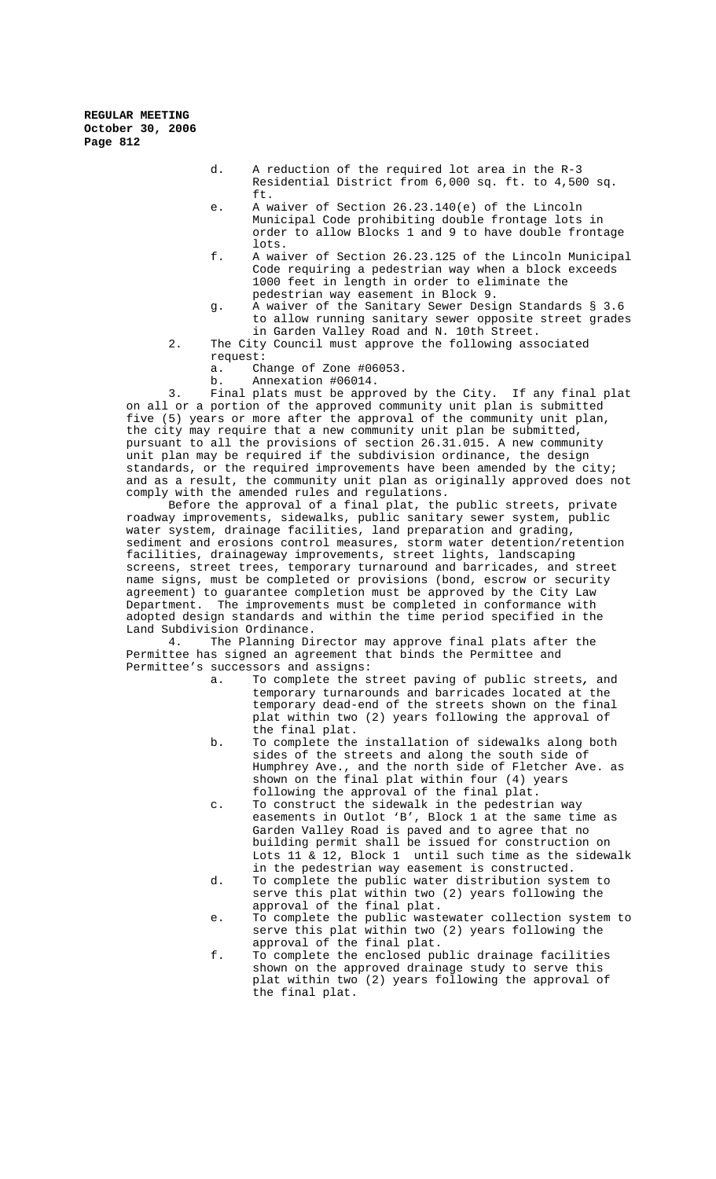d. A reduction of the required lot area in the R-3 Residential District from 6,000 sq. ft. to 4,500 sq. ft.

e. A waiver of Section 26.23.140(e) of the Lincoln Municipal Code prohibiting double frontage lots in order to allow Blocks 1 and 9 to have double frontage lots.

f. A waiver of Section 26.23.125 of the Lincoln Municipal Code requiring a pedestrian way when a block exceeds 1000 feet in length in order to eliminate the pedestrian way easement in Block 9.

g. A waiver of the Sanitary Sewer Design Standards § 3.6 to allow running sanitary sewer opposite street grades in Garden Valley Road and N. 10th Street.

2. The City Council must approve the following associated request:

   a. Change of Zone #06053.

   b. Annexation #06014.

3. Final plats must be approved by the City. If any final plat on all or a portion of the approved community unit plan is submitted five (5) years or more after the approval of the community unit plan, the city may require that a new community unit plan be submitted, pursuant to all the provisions of section 26.31.015. A new community unit plan may be required if the subdivision ordinance, the design standards, or the required improvements have been amended by the city; and as a result, the community unit plan as originally approved does not comply with the amended rules and regulations.

Before the approval of a final plat, the public streets, private roadway improvements, sidewalks, public sanitary sewer system, public water system, drainage facilities, land preparation and grading, sediment and erosions control measures, storm water detention/retention facilities, drainageway improvements, street lights, landscaping screens, street trees, temporary turnaround and barricades, and street name signs, must be completed or provisions (bond, escrow or security agreement) to guarantee completion must be approved by the City Law Department. The improvements must be completed in conformance with adopted design standards and within the time period specified in the Land Subdivision Ordinance.

4. The Planning Director may approve final plats after the Permittee has signed an agreement that binds the Permittee and Permittee's successors and assigns:

   a. To complete the street paving of public streets, and temporary turnarounds and barricades located at the temporary dead-end of the streets shown on the final plat within two (2) years following the approval of the final plat.

   b. To complete the installation of sidewalks along both sides of the streets and along the south side of Humphrey Ave., and the north side of Fletcher Ave. as shown on the final plat within four (4) years following the approval of the final plat.

   c. To construct the sidewalk in the pedestrian way easements in Outlot 'B', Block 1 at the same time as Garden Valley Road is paved and to agree that no building permit shall be issued for construction on Lots 11 & 12, Block 1 until such time as the sidewalk in the pedestrian way easement is constructed.

   d. To complete the public water distribution system to serve this plat within two (2) years following the approval of the final plat.

   e. To complete the public wastewater collection system to serve this plat within two (2) years following the approval of the final plat.

   f. To complete the enclosed public drainage facilities shown on the approved drainage study to serve this plat within two (2) years following the approval of the final plat.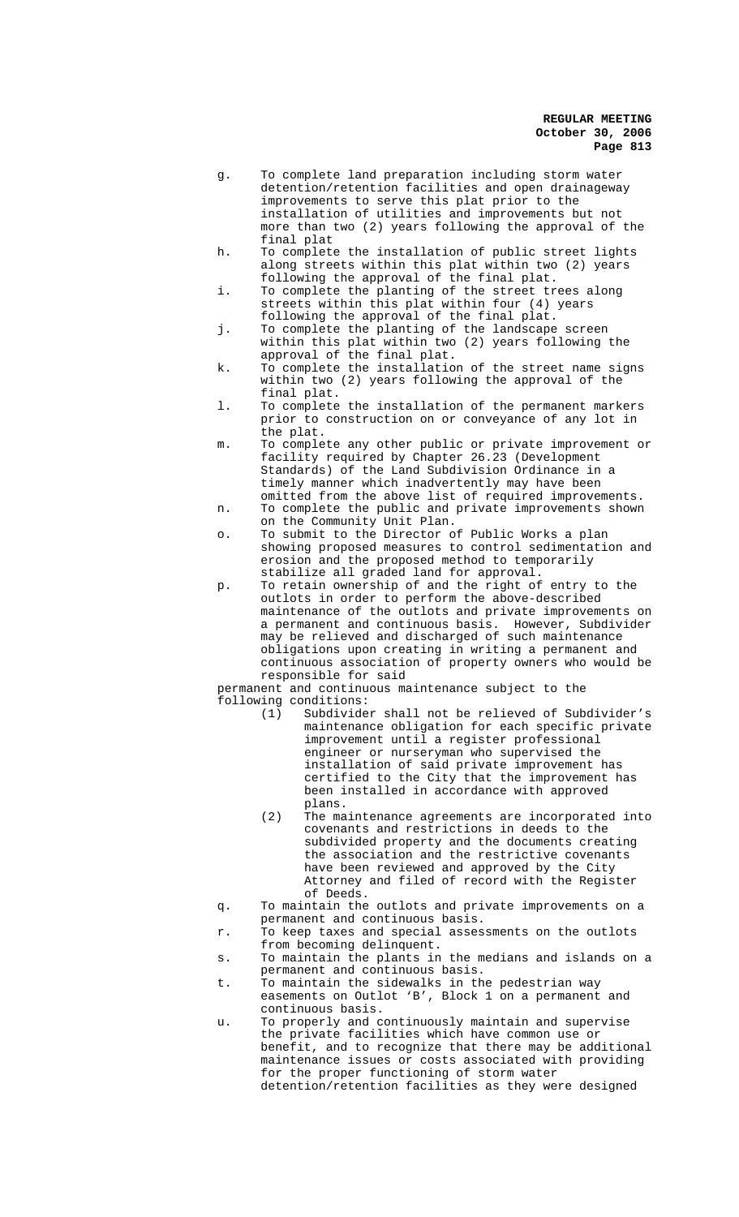g. To complete land preparation including storm water detention/retention facilities and open drainageway improvements to serve this plat prior to the installation of utilities and improvements but not more than two (2) years following the approval of the final plat

h. To complete the installation of public street lights along streets within this plat within two (2) years following the approval of the final plat.

i. To complete the planting of the street trees along streets within this plat within four (4) years following the approval of the final plat.

j. To complete the planting of the landscape screen within this plat within two (2) years following the approval of the final plat.

k. To complete the installation of the street name signs within two (2) years following the approval of the final plat.

l. To complete the installation of the permanent markers prior to construction on or conveyance of any lot in the plat.

m. To complete any other public or private improvement or facility required by Chapter 26.23 (Development Standards) of the Land Subdivision Ordinance in a timely manner which inadvertently may have been omitted from the above list of required improvements.

n. To complete the public and private improvements shown on the Community Unit Plan.

o. To submit to the Director of Public Works a plan showing proposed measures to control sedimentation and erosion and the proposed method to temporarily stabilize all graded land for approval.

p. To retain ownership of and the right of entry to the outlots in order to perform the above-described maintenance of the outlots and private improvements on a permanent and continuous basis. However, Subdivider may be relieved and discharged of such maintenance obligations upon creating in writing a permanent and continuous association of property owners who would be responsible for said

permanent and continuous maintenance subject to the following conditions:

(1) Subdivider shall not be relieved of Subdivider's maintenance obligation for each specific private improvement until a register professional engineer or nurseryman who supervised the installation of said private improvement has certified to the City that the improvement has been installed in accordance with approved plans.

(2) The maintenance agreements are incorporated into covenants and restrictions in deeds to the subdivided property and the documents creating the association and the restrictive covenants have been reviewed and approved by the City Attorney and filed of record with the Register of Deeds.

q. To maintain the outlots and private improvements on a permanent and continuous basis.

r. To keep taxes and special assessments on the outlots from becoming delinquent.

s. To maintain the plants in the medians and islands on a permanent and continuous basis.

t. To maintain the sidewalks in the pedestrian way easements on Outlot 'B', Block 1 on a permanent and continuous basis.

u. To properly and continuously maintain and supervise the private facilities which have common use or benefit, and to recognize that there may be additional maintenance issues or costs associated with providing for the proper functioning of storm water detention/retention facilities as they were designed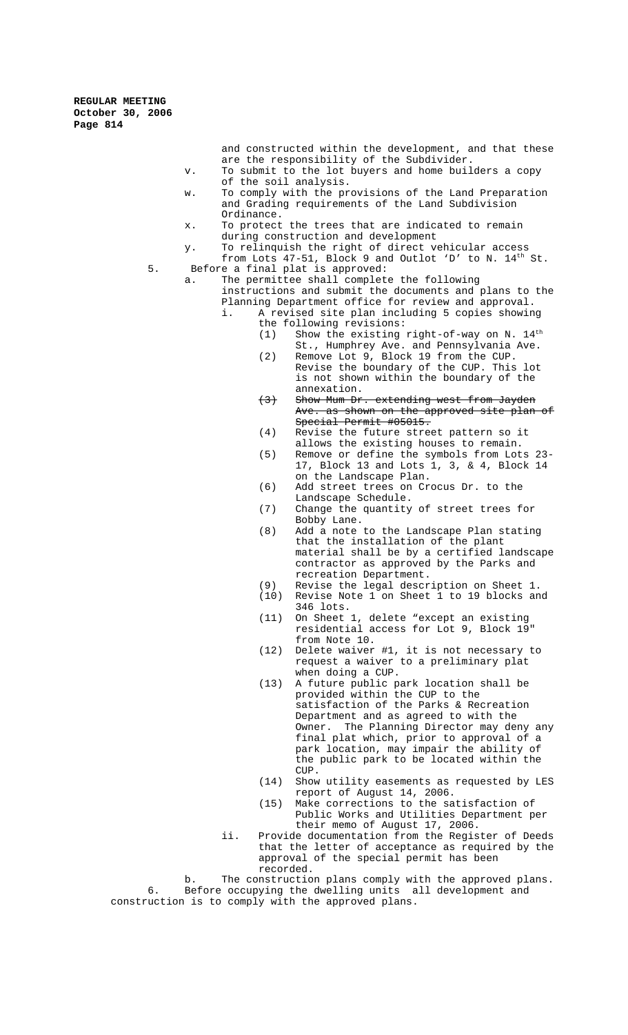and constructed within the development, and that these are the responsibility of the Subdivider.

v. To submit to the lot buyers and home builders a copy of the soil analysis.

w. To comply with the provisions of the Land Preparation and Grading requirements of the Land Subdivision Ordinance.

x. To protect the trees that are indicated to remain during construction and development

y. To relinquish the right of direct vehicular access from Lots 47-51, Block 9 and Outlot 'D' to N. 14th St.

5. Before a final plat is approved:

a. The permittee shall complete the following instructions and submit the documents and plans to the Planning Department office for review and approval.

i. A revised site plan including 5 copies showing the following revisions:

(1) Show the existing right-of-way on N. 14th St., Humphrey Ave. and Pennsylvania Ave.

(2) Remove Lot 9, Block 19 from the CUP. Revise the boundary of the CUP. This lot is not shown within the boundary of the annexation.

~~(3) Show Mum Dr. extending west from Jayden Ave. as shown on the approved site plan of Special Permit #05015.~~

(4) Revise the future street pattern so it allows the existing houses to remain.

(5) Remove or define the symbols from Lots 23-17, Block 13 and Lots 1, 3, & 4, Block 14 on the Landscape Plan.

(6) Add street trees on Crocus Dr. to the Landscape Schedule.

(7) Change the quantity of street trees for Bobby Lane.

(8) Add a note to the Landscape Plan stating that the installation of the plant material shall be by a certified landscape contractor as approved by the Parks and recreation Department.

(9) Revise the legal description on Sheet 1.

(10) Revise Note 1 on Sheet 1 to 19 blocks and 346 lots.

(11) On Sheet 1, delete "except an existing residential access for Lot 9, Block 19" from Note 10.

(12) Delete waiver #1, it is not necessary to request a waiver to a preliminary plat when doing a CUP.

(13) A future public park location shall be provided within the CUP to the satisfaction of the Parks & Recreation Department and as agreed to with the Owner. The Planning Director may deny any final plat which, prior to approval of a park location, may impair the ability of the public park to be located within the CUP.

(14) Show utility easements as requested by LES report of August 14, 2006.

(15) Make corrections to the satisfaction of Public Works and Utilities Department per their memo of August 17, 2006.

ii. Provide documentation from the Register of Deeds that the letter of acceptance as required by the approval of the special permit has been recorded.

b. The construction plans comply with the approved plans.

6. Before occupying the dwelling units all development and construction is to comply with the approved plans.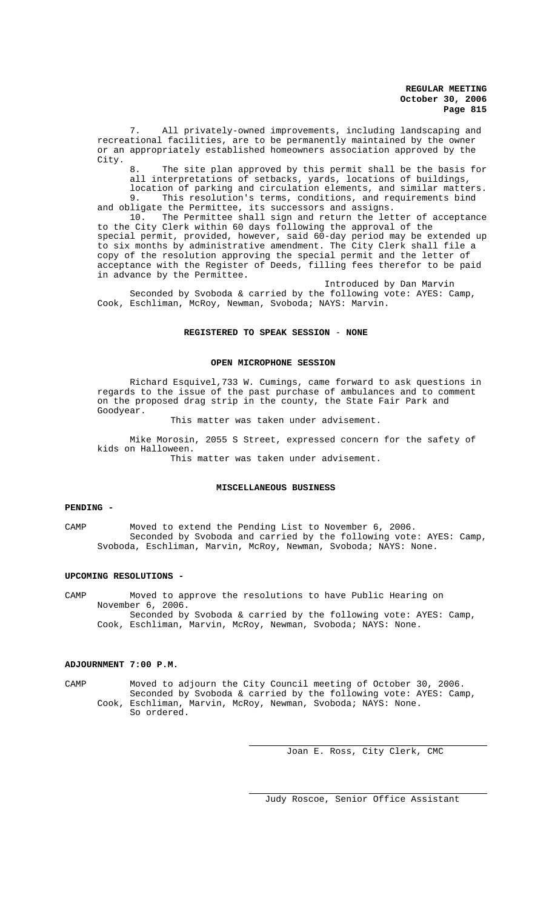7. All privately-owned improvements, including landscaping and recreational facilities, are to be permanently maintained by the owner or an appropriately established homeowners association approved by the City.

8. The site plan approved by this permit shall be the basis for all interpretations of setbacks, yards, locations of buildings, location of parking and circulation elements, and similar matters.

9. This resolution's terms, conditions, and requirements bind and obligate the Permittee, its successors and assigns.

10. The Permittee shall sign and return the letter of acceptance to the City Clerk within 60 days following the approval of the special permit, provided, however, said 60-day period may be extended up to six months by administrative amendment. The City Clerk shall file a copy of the resolution approving the special permit and the letter of acceptance with the Register of Deeds, filling fees therefor to be paid in advance by the Permittee.

Introduced by Dan Marvin

Seconded by Svoboda & carried by the following vote: AYES: Camp, Cook, Eschliman, McRoy, Newman, Svoboda; NAYS: Marvin.

**REGISTERED TO SPEAK SESSION - NONE**

**OPEN MICROPHONE SESSION**

Richard Esquivel,733 W. Cumings, came forward to ask questions in regards to the issue of the past purchase of ambulances and to comment on the proposed drag strip in the county, the State Fair Park and Goodyear.

This matter was taken under advisement.

Mike Morosin, 2055 S Street, expressed concern for the safety of kids on Halloween.

This matter was taken under advisement.

**MISCELLANEOUS BUSINESS**

**PENDING -**

CAMP Moved to extend the Pending List to November 6, 2006.
Seconded by Svoboda and carried by the following vote: AYES: Camp, Svoboda, Eschliman, Marvin, McRoy, Newman, Svoboda; NAYS: None.

**UPCOMING RESOLUTIONS -**

CAMP Moved to approve the resolutions to have Public Hearing on November 6, 2006.
Seconded by Svoboda & carried by the following vote: AYES: Camp, Cook, Eschliman, Marvin, McRoy, Newman, Svoboda; NAYS: None.

**ADJOURNMENT 7:00 P.M.**

CAMP Moved to adjourn the City Council meeting of October 30, 2006.
Seconded by Svoboda & carried by the following vote: AYES: Camp, Cook, Eschliman, Marvin, McRoy, Newman, Svoboda; NAYS: None.
So ordered.

Joan E. Ross, City Clerk, CMC

Judy Roscoe, Senior Office Assistant